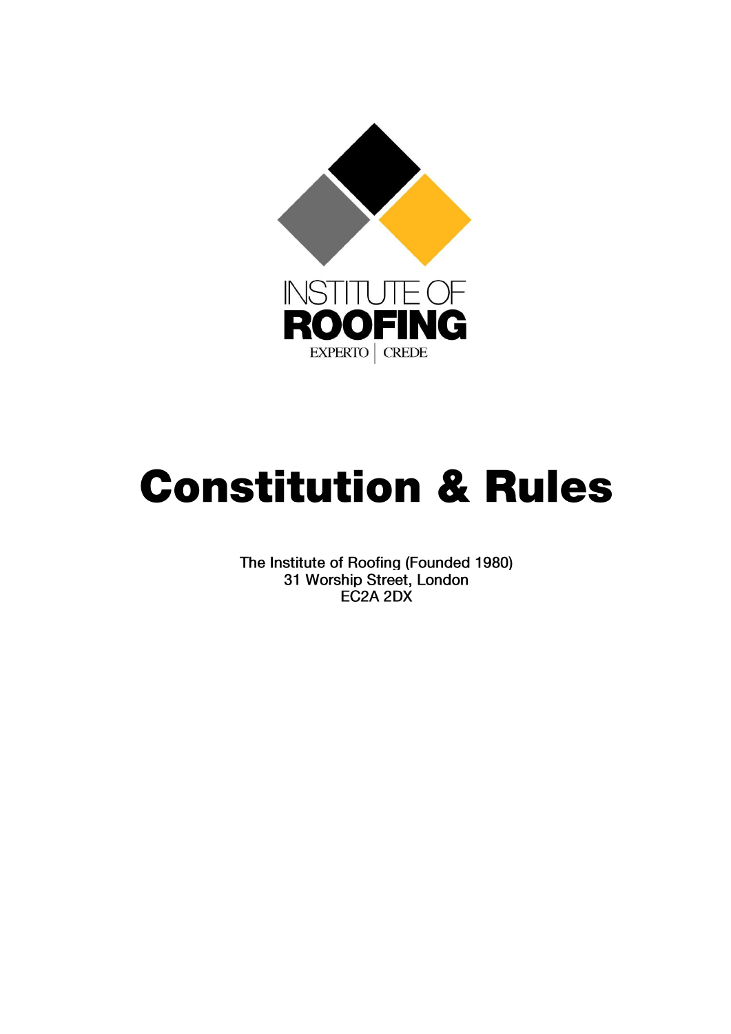INSTITUTE OF
**ROOFING**
EXPERTO | CREDE

# Constitution & Rules

The Institute of Roofing (Founded 1980)
31 Worship Street, London
EC2A 2DX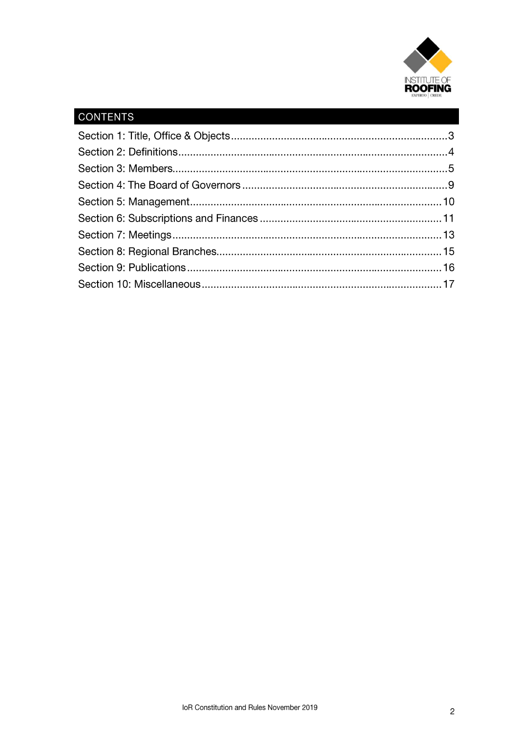## CONTENTS

Section 1: Title, Office & Objects.....3
Section 2: Definitions.....4
Section 3: Members.....5
Section 4: The Board of Governors.....9
Section 5: Management.....10
Section 6: Subscriptions and Finances.....11
Section 7: Meetings.....13
Section 8: Regional Branches.....15
Section 9: Publications.....16
Section 10: Miscellaneous.....17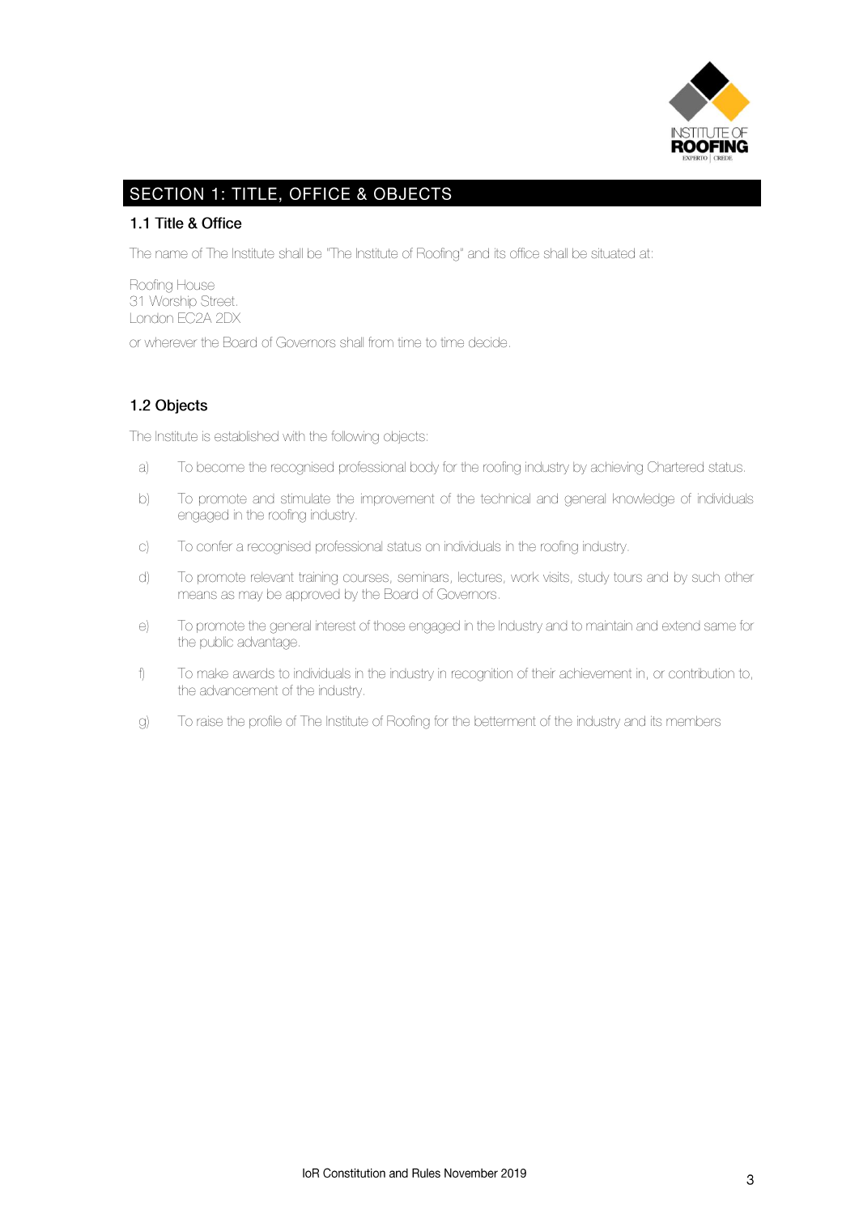## SECTION 1: TITLE, OFFICE & OBJECTS

### 1.1 Title & Office

The name of The Institute shall be "The Institute of Roofing" and its office shall be situated at:

Roofing House
31 Worship Street.
London EC2A 2DX

or wherever the Board of Governors shall from time to time decide.

### 1.2 Objects

The Institute is established with the following objects:

a) To become the recognised professional body for the roofing industry by achieving Chartered status.

b) To promote and stimulate the improvement of the technical and general knowledge of individuals engaged in the roofing industry.

c) To confer a recognised professional status on individuals in the roofing industry.

d) To promote relevant training courses, seminars, lectures, work visits, study tours and by such other means as may be approved by the Board of Governors.

e) To promote the general interest of those engaged in the Industry and to maintain and extend same for the public advantage.

f) To make awards to individuals in the industry in recognition of their achievement in, or contribution to, the advancement of the industry.

g) To raise the profile of The Institute of Roofing for the betterment of the industry and its members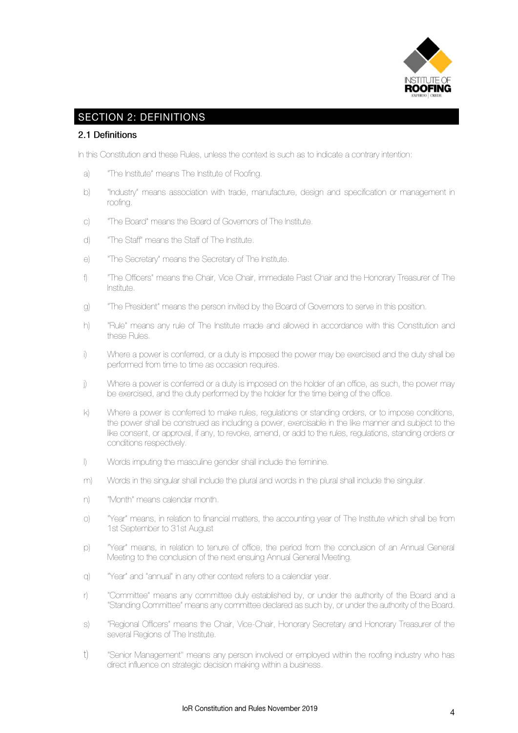## SECTION 2: DEFINITIONS

### 2.1 Definitions

In this Constitution and these Rules, unless the context is such as to indicate a contrary intention:

a) "The Institute" means The Institute of Roofing.

b) "Industry" means association with trade, manufacture, design and specification or management in roofing.

c) "The Board" means the Board of Governors of The Institute.

d) "The Staff" means the Staff of The Institute.

e) "The Secretary" means the Secretary of The Institute.

f) "The Officers" means the Chair, Vice Chair, immediate Past Chair and the Honorary Treasurer of The Institute.

g) "The President" means the person invited by the Board of Governors to serve in this position.

h) "Rule" means any rule of The Institute made and allowed in accordance with this Constitution and these Rules.

i) Where a power is conferred, or a duty is imposed the power may be exercised and the duty shall be performed from time to time as occasion requires.

j) Where a power is conferred or a duty is imposed on the holder of an office, as such, the power may be exercised, and the duty performed by the holder for the time being of the office.

k) Where a power is conferred to make rules, regulations or standing orders, or to impose conditions, the power shall be construed as including a power, exercisable in the like manner and subject to the like consent, or approval, if any, to revoke, amend, or add to the rules, regulations, standing orders or conditions respectively.

l) Words imputing the masculine gender shall include the feminine.

m) Words in the singular shall include the plural and words in the plural shall include the singular.

n) "Month" means calendar month.

o) "Year" means, in relation to financial matters, the accounting year of The Institute which shall be from 1st September to 31st August

p) "Year" means, in relation to tenure of office, the period from the conclusion of an Annual General Meeting to the conclusion of the next ensuing Annual General Meeting.

q) "Year" and "annual" in any other context refers to a calendar year.

r) "Committee" means any committee duly established by, or under the authority of the Board and a "Standing Committee" means any committee declared as such by, or under the authority of the Board.

s) "Regional Officers" means the Chair, Vice-Chair, Honorary Secretary and Honorary Treasurer of the several Regions of The Institute.

t) "Senior Management" means any person involved or employed within the roofing industry who has direct influence on strategic decision making within a business.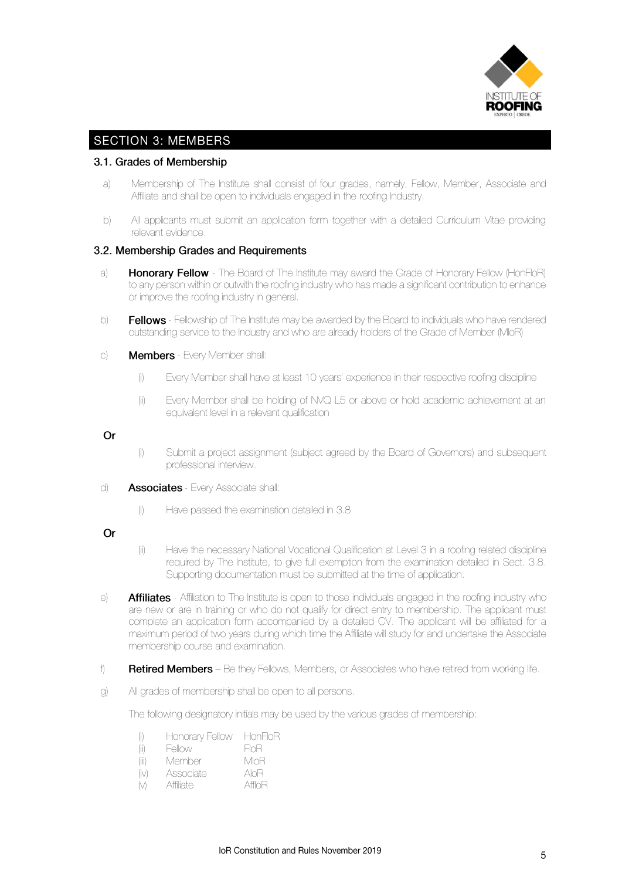## SECTION 3: MEMBERS

### 3.1. Grades of Membership

a) Membership of The Institute shall consist of four grades, namely, Fellow, Member, Associate and Affiliate and shall be open to individuals engaged in the roofing Industry.

b) All applicants must submit an application form together with a detailed Curriculum Vitae providing relevant evidence.

### 3.2. Membership Grades and Requirements

a) **Honorary Fellow** - The Board of The Institute may award the Grade of Honorary Fellow (HonFIoR) to any person within or outwith the roofing industry who has made a significant contribution to enhance or improve the roofing industry in general.

b) **Fellows** - Fellowship of The Institute may be awarded by the Board to individuals who have rendered outstanding service to the Industry and who are already holders of the Grade of Member (MIoR)

c) **Members** - Every Member shall:

   (i) Every Member shall have at least 10 years' experience in their respective roofing discipline

   (ii) Every Member shall be holding of NVQ L5 or above or hold academic achievement at an equivalent level in a relevant qualification

**Or**

   (i) Submit a project assignment (subject agreed by the Board of Governors) and subsequent professional interview.

d) **Associates** - Every Associate shall:

   (i) Have passed the examination detailed in 3.8

**Or**

   (ii) Have the necessary National Vocational Qualification at Level 3 in a roofing related discipline required by The Institute, to give full exemption from the examination detailed in Sect. 3.8. Supporting documentation must be submitted at the time of application.

e) **Affiliates** - Affiliation to The Institute is open to those individuals engaged in the roofing industry who are new or are in training or who do not qualify for direct entry to membership. The applicant must complete an application form accompanied by a detailed CV. The applicant will be affiliated for a maximum period of two years during which time the Affiliate will study for and undertake the Associate membership course and examination.

f) **Retired Members** – Be they Fellows, Members, or Associates who have retired from working life.

g) All grades of membership shall be open to all persons.

The following designatory initials may be used by the various grades of membership:

| | | |
|---|---|---|
| (i) | Honorary Fellow | HonFIoR |
| (ii) | Fellow | FIoR |
| (iii) | Member | MIoR |
| (iv) | Associate | AIoR |
| (v) | Affiliate | AffIoR |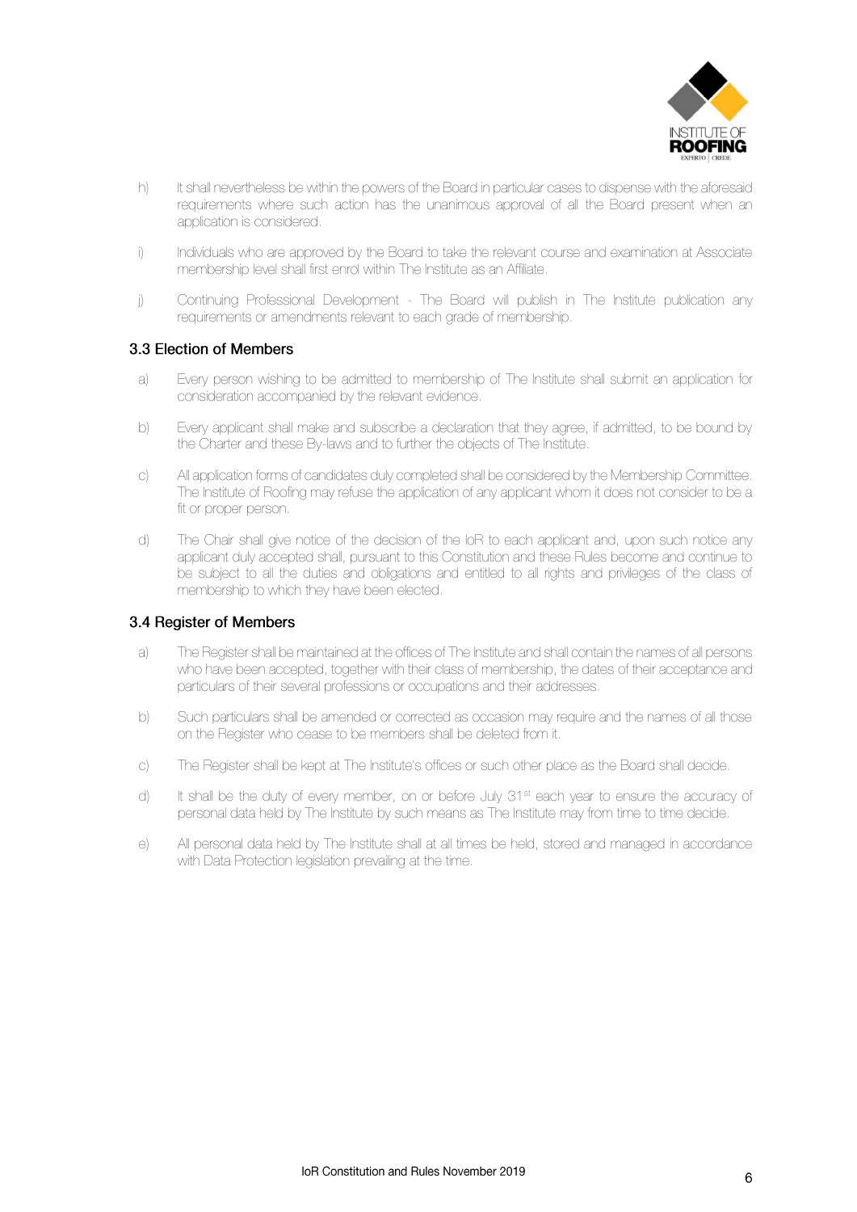h) It shall nevertheless be within the powers of the Board in particular cases to dispense with the aforesaid requirements where such action has the unanimous approval of all the Board present when an application is considered.

i) Individuals who are approved by the Board to take the relevant course and examination at Associate membership level shall first enrol within The Institute as an Affiliate.

j) Continuing Professional Development - The Board will publish in The Institute publication any requirements or amendments relevant to each grade of membership.

### 3.3 Election of Members

a) Every person wishing to be admitted to membership of The Institute shall submit an application for consideration accompanied by the relevant evidence.

b) Every applicant shall make and subscribe a declaration that they agree, if admitted, to be bound by the Charter and these By-laws and to further the objects of The Institute.

c) All application forms of candidates duly completed shall be considered by the Membership Committee. The Institute of Roofing may refuse the application of any applicant whom it does not consider to be a fit or proper person.

d) The Chair shall give notice of the decision of the IoR to each applicant and, upon such notice any applicant duly accepted shall, pursuant to this Constitution and these Rules become and continue to be subject to all the duties and obligations and entitled to all rights and privileges of the class of membership to which they have been elected.

### 3.4 Register of Members

a) The Register shall be maintained at the offices of The Institute and shall contain the names of all persons who have been accepted, together with their class of membership, the dates of their acceptance and particulars of their several professions or occupations and their addresses.

b) Such particulars shall be amended or corrected as occasion may require and the names of all those on the Register who cease to be members shall be deleted from it.

c) The Register shall be kept at The Institute's offices or such other place as the Board shall decide.

d) It shall be the duty of every member, on or before July 31st each year to ensure the accuracy of personal data held by The Institute by such means as The Institute may from time to time decide.

e) All personal data held by The Institute shall at all times be held, stored and managed in accordance with Data Protection legislation prevailing at the time.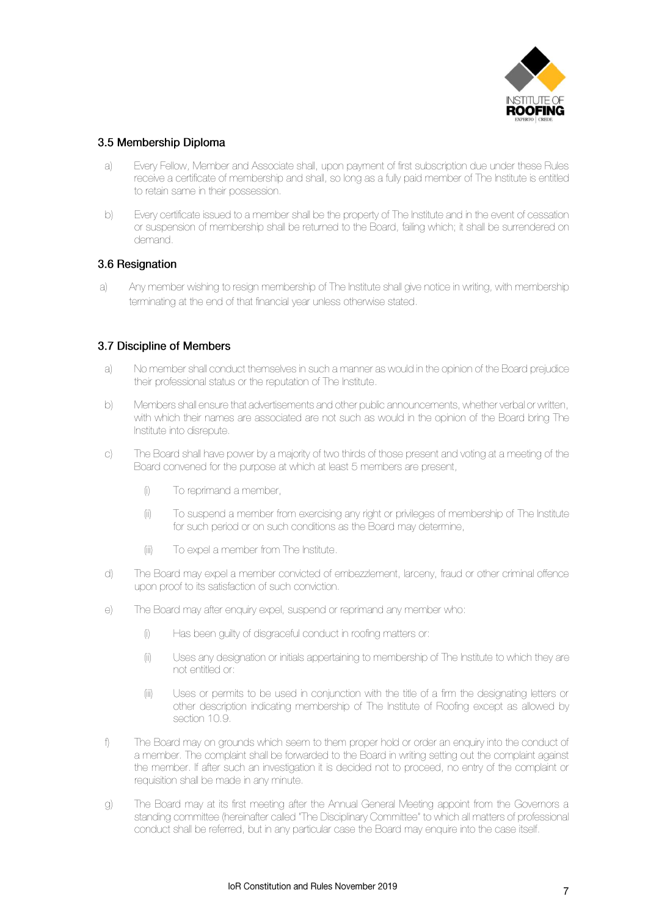### 3.5 Membership Diploma

a) Every Fellow, Member and Associate shall, upon payment of first subscription due under these Rules receive a certificate of membership and shall, so long as a fully paid member of The Institute is entitled to retain same in their possession.

b) Every certificate issued to a member shall be the property of The Institute and in the event of cessation or suspension of membership shall be returned to the Board, failing which; it shall be surrendered on demand.

### 3.6 Resignation

a) Any member wishing to resign membership of The Institute shall give notice in writing, with membership terminating at the end of that financial year unless otherwise stated.

### 3.7 Discipline of Members

a) No member shall conduct themselves in such a manner as would in the opinion of the Board prejudice their professional status or the reputation of The Institute.

b) Members shall ensure that advertisements and other public announcements, whether verbal or written, with which their names are associated are not such as would in the opinion of the Board bring The Institute into disrepute.

c) The Board shall have power by a majority of two thirds of those present and voting at a meeting of the Board convened for the purpose at which at least 5 members are present,

  (i) To reprimand a member,

  (ii) To suspend a member from exercising any right or privileges of membership of The Institute for such period or on such conditions as the Board may determine,

  (iii) To expel a member from The Institute.

d) The Board may expel a member convicted of embezzlement, larceny, fraud or other criminal offence upon proof to its satisfaction of such conviction.

e) The Board may after enquiry expel, suspend or reprimand any member who:

  (i) Has been guilty of disgraceful conduct in roofing matters or:

  (ii) Uses any designation or initials appertaining to membership of The Institute to which they are not entitled or:

  (iii) Uses or permits to be used in conjunction with the title of a firm the designating letters or other description indicating membership of The Institute of Roofing except as allowed by section 10.9.

f) The Board may on grounds which seem to them proper hold or order an enquiry into the conduct of a member. The complaint shall be forwarded to the Board in writing setting out the complaint against the member. If after such an investigation it is decided not to proceed, no entry of the complaint or requisition shall be made in any minute.

g) The Board may at its first meeting after the Annual General Meeting appoint from the Governors a standing committee (hereinafter called "The Disciplinary Committee" to which all matters of professional conduct shall be referred, but in any particular case the Board may enquire into the case itself.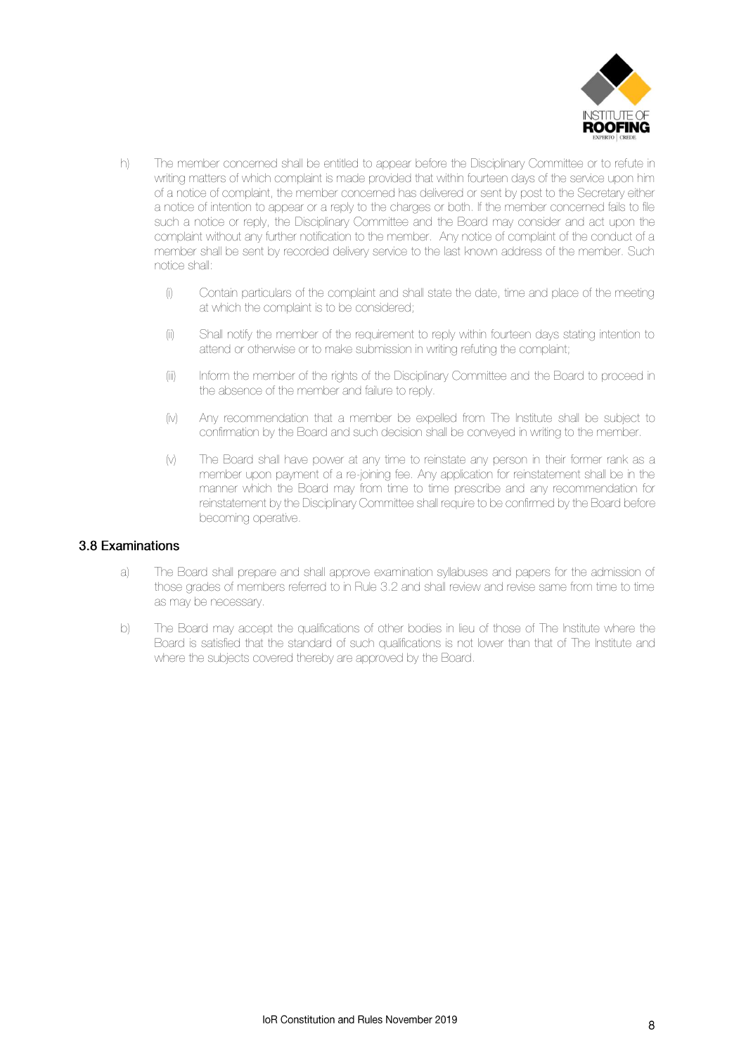h) The member concerned shall be entitled to appear before the Disciplinary Committee or to refute in writing matters of which complaint is made provided that within fourteen days of the service upon him of a notice of complaint, the member concerned has delivered or sent by post to the Secretary either a notice of intention to appear or a reply to the charges or both. If the member concerned fails to file such a notice or reply, the Disciplinary Committee and the Board may consider and act upon the complaint without any further notification to the member. Any notice of complaint of the conduct of a member shall be sent by recorded delivery service to the last known address of the member. Such notice shall:

   (i) Contain particulars of the complaint and shall state the date, time and place of the meeting at which the complaint is to be considered;

   (ii) Shall notify the member of the requirement to reply within fourteen days stating intention to attend or otherwise or to make submission in writing refuting the complaint;

   (iii) Inform the member of the rights of the Disciplinary Committee and the Board to proceed in the absence of the member and failure to reply.

   (iv) Any recommendation that a member be expelled from The Institute shall be subject to confirmation by the Board and such decision shall be conveyed in writing to the member.

   (v) The Board shall have power at any time to reinstate any person in their former rank as a member upon payment of a re-joining fee. Any application for reinstatement shall be in the manner which the Board may from time to time prescribe and any recommendation for reinstatement by the Disciplinary Committee shall require to be confirmed by the Board before becoming operative.

### 3.8 Examinations

a) The Board shall prepare and shall approve examination syllabuses and papers for the admission of those grades of members referred to in Rule 3.2 and shall review and revise same from time to time as may be necessary.

b) The Board may accept the qualifications of other bodies in lieu of those of The Institute where the Board is satisfied that the standard of such qualifications is not lower than that of The Institute and where the subjects covered thereby are approved by the Board.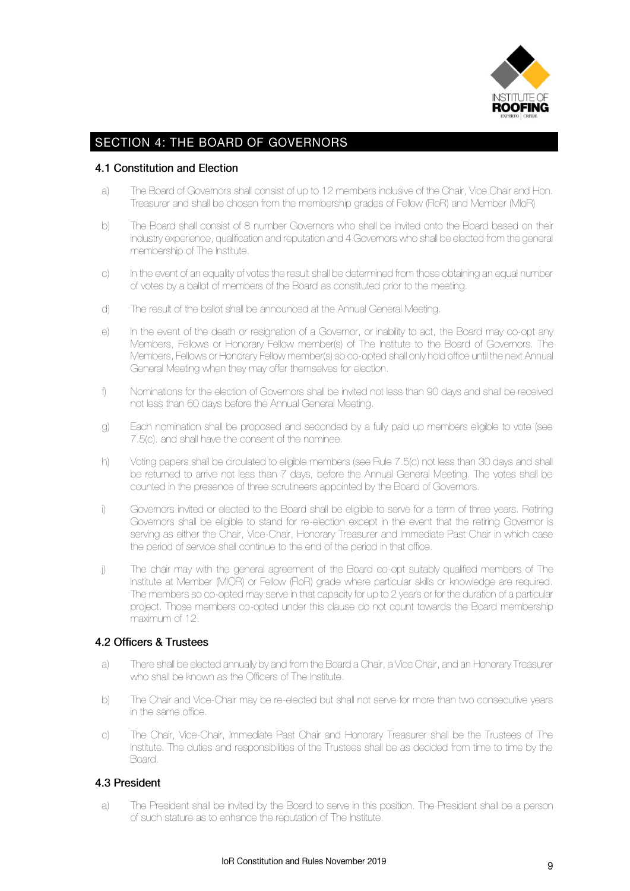## SECTION 4: THE BOARD OF GOVERNORS

### 4.1 Constitution and Election

a) The Board of Governors shall consist of up to 12 members inclusive of the Chair, Vice Chair and Hon. Treasurer and shall be chosen from the membership grades of Fellow (FIoR) and Member (MIoR)

b) The Board shall consist of 8 number Governors who shall be invited onto the Board based on their industry experience, qualification and reputation and 4 Governors who shall be elected from the general membership of The Institute.

c) In the event of an equality of votes the result shall be determined from those obtaining an equal number of votes by a ballot of members of the Board as constituted prior to the meeting.

d) The result of the ballot shall be announced at the Annual General Meeting.

e) In the event of the death or resignation of a Governor, or inability to act, the Board may co-opt any Members, Fellows or Honorary Fellow member(s) of The Institute to the Board of Governors. The Members, Fellows or Honorary Fellow member(s) so co-opted shall only hold office until the next Annual General Meeting when they may offer themselves for election.

f) Nominations for the election of Governors shall be invited not less than 90 days and shall be received not less than 60 days before the Annual General Meeting.

g) Each nomination shall be proposed and seconded by a fully paid up members eligible to vote (see 7.5(c). and shall have the consent of the nominee.

h) Voting papers shall be circulated to eligible members (see Rule 7.5(c) not less than 30 days and shall be returned to arrive not less than 7 days, before the Annual General Meeting. The votes shall be counted in the presence of three scrutineers appointed by the Board of Governors.

i) Governors invited or elected to the Board shall be eligible to serve for a term of three years. Retiring Governors shall be eligible to stand for re-election except in the event that the retiring Governor is serving as either the Chair, Vice-Chair, Honorary Treasurer and Immediate Past Chair in which case the period of service shall continue to the end of the period in that office.

j) The chair may with the general agreement of the Board co-opt suitably qualified members of The Institute at Member (MIOR) or Fellow (FIoR) grade where particular skills or knowledge are required. The members so co-opted may serve in that capacity for up to 2 years or for the duration of a particular project. Those members co-opted under this clause do not count towards the Board membership maximum of 12.

### 4.2 Officers & Trustees

a) There shall be elected annually by and from the Board a Chair, a Vice Chair, and an Honorary Treasurer who shall be known as the Officers of The Institute.

b) The Chair and Vice-Chair may be re-elected but shall not serve for more than two consecutive years in the same office.

c) The Chair, Vice-Chair, Immediate Past Chair and Honorary Treasurer shall be the Trustees of The Institute. The duties and responsibilities of the Trustees shall be as decided from time to time by the Board.

### 4.3 President

a) The President shall be invited by the Board to serve in this position. The President shall be a person of such stature as to enhance the reputation of The Institute.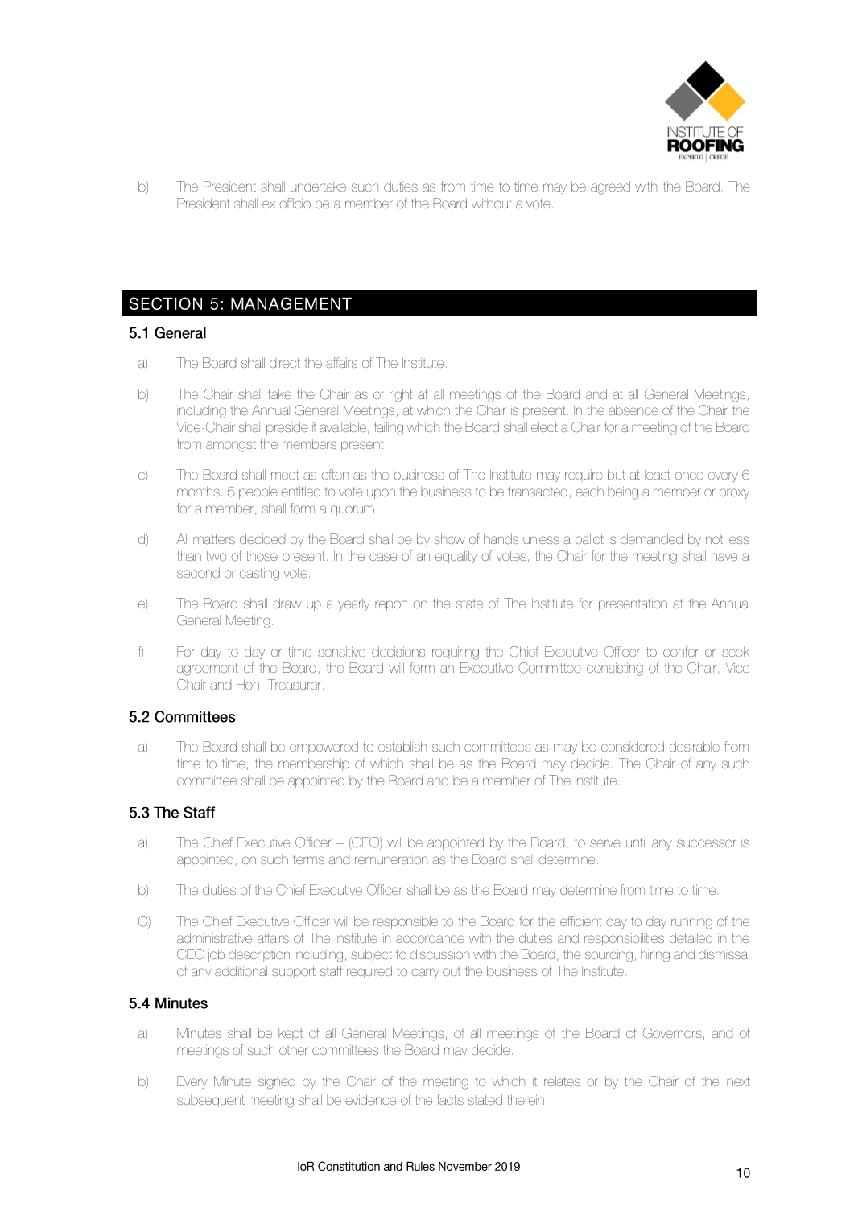b) The President shall undertake such duties as from time to time may be agreed with the Board. The President shall ex officio be a member of the Board without a vote.

## SECTION 5: MANAGEMENT

### 5.1 General

a) The Board shall direct the affairs of The Institute.

b) The Chair shall take the Chair as of right at all meetings of the Board and at all General Meetings, including the Annual General Meetings, at which the Chair is present. In the absence of the Chair the Vice-Chair shall preside if available, failing which the Board shall elect a Chair for a meeting of the Board from amongst the members present.

c) The Board shall meet as often as the business of The Institute may require but at least once every 6 months. 5 people entitled to vote upon the business to be transacted, each being a member or proxy for a member, shall form a quorum.

d) All matters decided by the Board shall be by show of hands unless a ballot is demanded by not less than two of those present. In the case of an equality of votes, the Chair for the meeting shall have a second or casting vote.

e) The Board shall draw up a yearly report on the state of The Institute for presentation at the Annual General Meeting.

f) For day to day or time sensitive decisions requiring the Chief Executive Officer to confer or seek agreement of the Board, the Board will form an Executive Committee consisting of the Chair, Vice Chair and Hon. Treasurer.

### 5.2 Committees

a) The Board shall be empowered to establish such committees as may be considered desirable from time to time, the membership of which shall be as the Board may decide. The Chair of any such committee shall be appointed by the Board and be a member of The Institute.

### 5.3 The Staff

a) The Chief Executive Officer – (CEO) will be appointed by the Board, to serve until any successor is appointed, on such terms and remuneration as the Board shall determine.

b) The duties of the Chief Executive Officer shall be as the Board may determine from time to time.

C) The Chief Executive Officer will be responsible to the Board for the efficient day to day running of the administrative affairs of The Institute in accordance with the duties and responsibilities detailed in the CEO job description including, subject to discussion with the Board, the sourcing, hiring and dismissal of any additional support staff required to carry out the business of The Institute.

### 5.4 Minutes

a) Minutes shall be kept of all General Meetings, of all meetings of the Board of Governors, and of meetings of such other committees the Board may decide.

b) Every Minute signed by the Chair of the meeting to which it relates or by the Chair of the next subsequent meeting shall be evidence of the facts stated therein.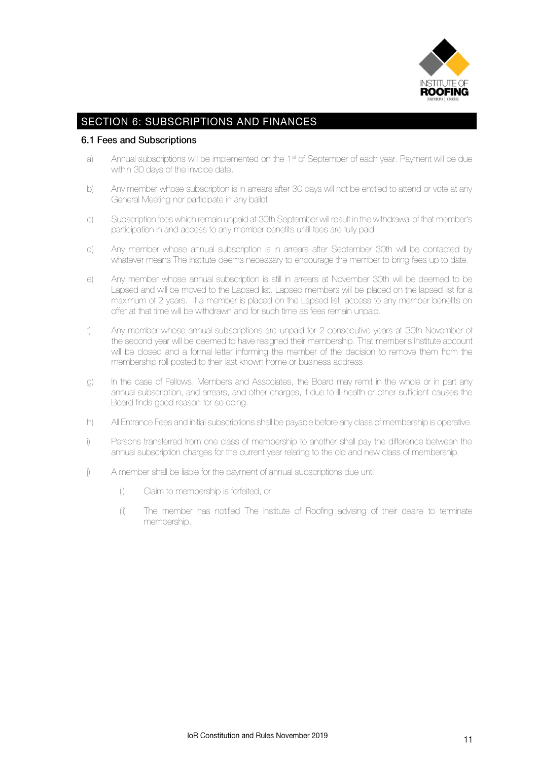## SECTION 6: SUBSCRIPTIONS AND FINANCES

### 6.1 Fees and Subscriptions

a) Annual subscriptions will be implemented on the 1st of September of each year. Payment will be due within 30 days of the invoice date.

b) Any member whose subscription is in arrears after 30 days will not be entitled to attend or vote at any General Meeting nor participate in any ballot.

c) Subscription fees which remain unpaid at 30th September will result in the withdrawal of that member's participation in and access to any member benefits until fees are fully paid

d) Any member whose annual subscription is in arrears after September 30th will be contacted by whatever means The Institute deems necessary to encourage the member to bring fees up to date.

e) Any member whose annual subscription is still in arrears at November 30th will be deemed to be Lapsed and will be moved to the Lapsed list. Lapsed members will be placed on the lapsed list for a maximum of 2 years. If a member is placed on the Lapsed list, access to any member benefits on offer at that time will be withdrawn and for such time as fees remain unpaid.

f) Any member whose annual subscriptions are unpaid for 2 consecutive years at 30th November of the second year will be deemed to have resigned their membership. That member's Institute account will be closed and a formal letter informing the member of the decision to remove them from the membership roll posted to their last known home or business address.

g) In the case of Fellows, Members and Associates, the Board may remit in the whole or in part any annual subscription, and arrears, and other charges, if due to ill-health or other sufficient causes the Board finds good reason for so doing.

h) All Entrance Fees and initial subscriptions shall be payable before any class of membership is operative.

i) Persons transferred from one class of membership to another shall pay the difference between the annual subscription charges for the current year relating to the old and new class of membership.

j) A member shall be liable for the payment of annual subscriptions due until:

   (i) Claim to membership is forfeited, or

   (ii) The member has notified The Institute of Roofing advising of their desire to terminate membership.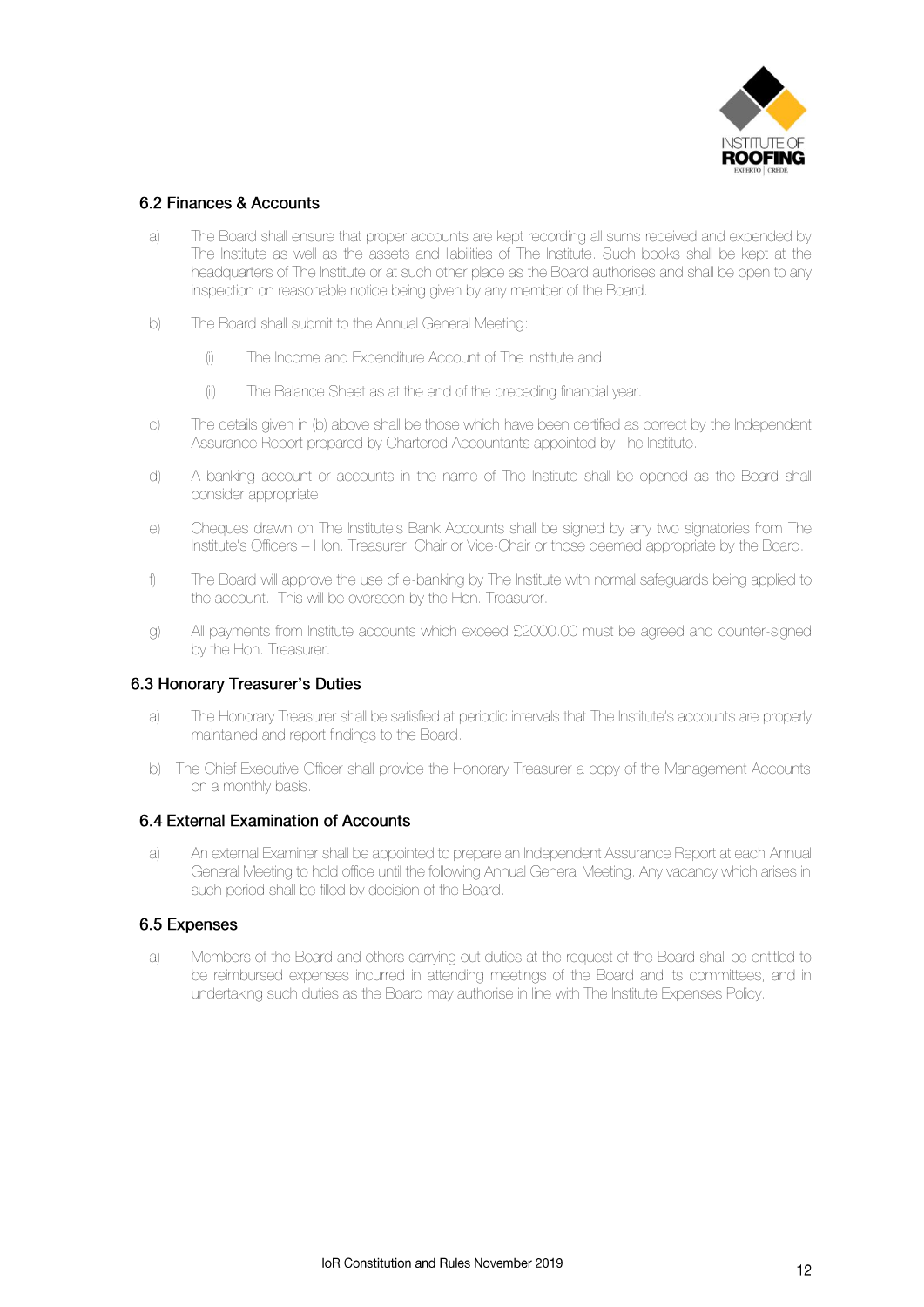### 6.2 Finances & Accounts

a) The Board shall ensure that proper accounts are kept recording all sums received and expended by The Institute as well as the assets and liabilities of The Institute. Such books shall be kept at the headquarters of The Institute or at such other place as the Board authorises and shall be open to any inspection on reasonable notice being given by any member of the Board.

b) The Board shall submit to the Annual General Meeting:

   (i) The Income and Expenditure Account of The Institute and

   (ii) The Balance Sheet as at the end of the preceding financial year.

c) The details given in (b) above shall be those which have been certified as correct by the Independent Assurance Report prepared by Chartered Accountants appointed by The Institute.

d) A banking account or accounts in the name of The Institute shall be opened as the Board shall consider appropriate.

e) Cheques drawn on The Institute's Bank Accounts shall be signed by any two signatories from The Institute's Officers – Hon. Treasurer, Chair or Vice-Chair or those deemed appropriate by the Board.

f) The Board will approve the use of e-banking by The Institute with normal safeguards being applied to the account. This will be overseen by the Hon. Treasurer.

g) All payments from Institute accounts which exceed £2000.00 must be agreed and counter-signed by the Hon. Treasurer.

### 6.3 Honorary Treasurer's Duties

a) The Honorary Treasurer shall be satisfied at periodic intervals that The Institute's accounts are properly maintained and report findings to the Board.

b) The Chief Executive Officer shall provide the Honorary Treasurer a copy of the Management Accounts on a monthly basis.

### 6.4 External Examination of Accounts

a) An external Examiner shall be appointed to prepare an Independent Assurance Report at each Annual General Meeting to hold office until the following Annual General Meeting. Any vacancy which arises in such period shall be filled by decision of the Board.

### 6.5 Expenses

a) Members of the Board and others carrying out duties at the request of the Board shall be entitled to be reimbursed expenses incurred in attending meetings of the Board and its committees, and in undertaking such duties as the Board may authorise in line with The Institute Expenses Policy.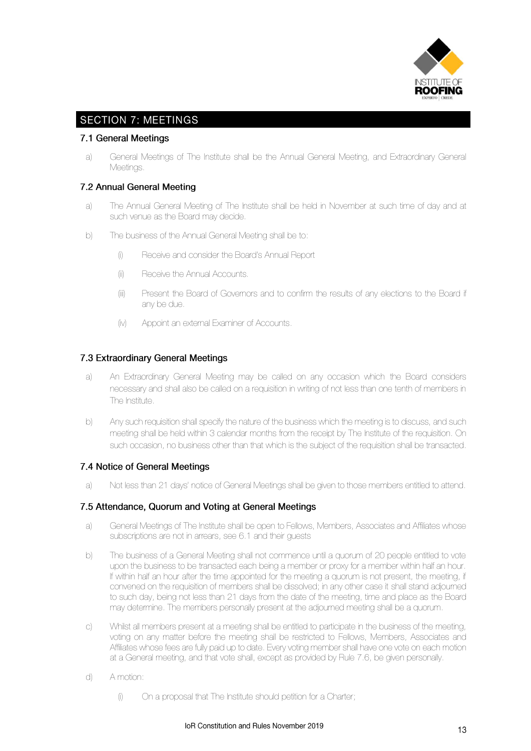## SECTION 7: MEETINGS

### 7.1 General Meetings

a) General Meetings of The Institute shall be the Annual General Meeting, and Extraordinary General Meetings.

### 7.2 Annual General Meeting

a) The Annual General Meeting of The Institute shall be held in November at such time of day and at such venue as the Board may decide.

b) The business of the Annual General Meeting shall be to:

   (i) Receive and consider the Board's Annual Report

   (ii) Receive the Annual Accounts.

   (iii) Present the Board of Governors and to confirm the results of any elections to the Board if any be due.

   (iv) Appoint an external Examiner of Accounts.

### 7.3 Extraordinary General Meetings

a) An Extraordinary General Meeting may be called on any occasion which the Board considers necessary and shall also be called on a requisition in writing of not less than one tenth of members in The Institute.

b) Any such requisition shall specify the nature of the business which the meeting is to discuss, and such meeting shall be held within 3 calendar months from the receipt by The Institute of the requisition. On such occasion, no business other than that which is the subject of the requisition shall be transacted.

### 7.4 Notice of General Meetings

a) Not less than 21 days' notice of General Meetings shall be given to those members entitled to attend.

### 7.5 Attendance, Quorum and Voting at General Meetings

a) General Meetings of The Institute shall be open to Fellows, Members, Associates and Affiliates whose subscriptions are not in arrears, see 6.1 and their guests

b) The business of a General Meeting shall not commence until a quorum of 20 people entitled to vote upon the business to be transacted each being a member or proxy for a member within half an hour. If within half an hour after the time appointed for the meeting a quorum is not present, the meeting, if convened on the requisition of members shall be dissolved; in any other case it shall stand adjourned to such day, being not less than 21 days from the date of the meeting, time and place as the Board may determine. The members personally present at the adjourned meeting shall be a quorum.

c) Whilst all members present at a meeting shall be entitled to participate in the business of the meeting, voting on any matter before the meeting shall be restricted to Fellows, Members, Associates and Affiliates whose fees are fully paid up to date. Every voting member shall have one vote on each motion at a General meeting, and that vote shall, except as provided by Rule 7.6, be given personally.

d) A motion:

   (i) On a proposal that The Institute should petition for a Charter;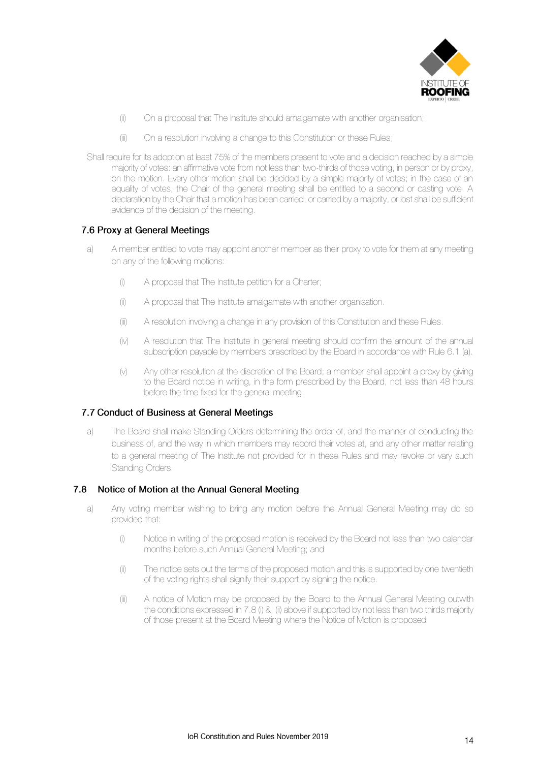(ii) On a proposal that The Institute should amalgamate with another organisation;

(iii) On a resolution involving a change to this Constitution or these Rules;

Shall require for its adoption at least 75% of the members present to vote and a decision reached by a simple majority of votes: an affirmative vote from not less than two-thirds of those voting, in person or by proxy, on the motion. Every other motion shall be decided by a simple majority of votes; in the case of an equality of votes, the Chair of the general meeting shall be entitled to a second or casting vote. A declaration by the Chair that a motion has been carried, or carried by a majority, or lost shall be sufficient evidence of the decision of the meeting.

### 7.6 Proxy at General Meetings

a) A member entitled to vote may appoint another member as their proxy to vote for them at any meeting on any of the following motions:

(i) A proposal that The Institute petition for a Charter;

(ii) A proposal that The Institute amalgamate with another organisation.

(iii) A resolution involving a change in any provision of this Constitution and these Rules.

(iv) A resolution that The Institute in general meeting should confirm the amount of the annual subscription payable by members prescribed by the Board in accordance with Rule 6.1 (a).

(v) Any other resolution at the discretion of the Board; a member shall appoint a proxy by giving to the Board notice in writing, in the form prescribed by the Board, not less than 48 hours before the time fixed for the general meeting.

### 7.7 Conduct of Business at General Meetings

a) The Board shall make Standing Orders determining the order of, and the manner of conducting the business of, and the way in which members may record their votes at, and any other matter relating to a general meeting of The Institute not provided for in these Rules and may revoke or vary such Standing Orders.

### 7.8 Notice of Motion at the Annual General Meeting

a) Any voting member wishing to bring any motion before the Annual General Meeting may do so provided that:

(i) Notice in writing of the proposed motion is received by the Board not less than two calendar months before such Annual General Meeting; and

(ii) The notice sets out the terms of the proposed motion and this is supported by one twentieth of the voting rights shall signify their support by signing the notice.

(iii) A notice of Motion may be proposed by the Board to the Annual General Meeting outwith the conditions expressed in 7.8 (i) &, (ii) above if supported by not less than two thirds majority of those present at the Board Meeting where the Notice of Motion is proposed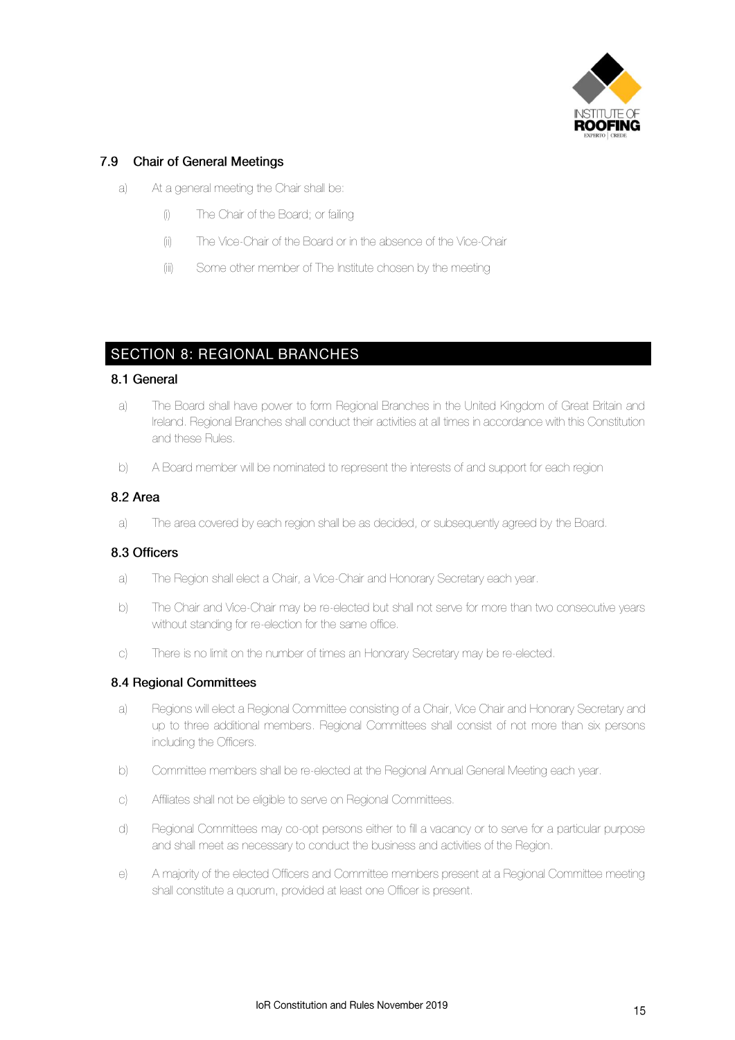### 7.9 Chair of General Meetings

a) At a general meeting the Chair shall be:

(i) The Chair of the Board; or failing

(ii) The Vice-Chair of the Board or in the absence of the Vice-Chair

(iii) Some other member of The Institute chosen by the meeting

## SECTION 8: REGIONAL BRANCHES

### 8.1 General

a) The Board shall have power to form Regional Branches in the United Kingdom of Great Britain and Ireland. Regional Branches shall conduct their activities at all times in accordance with this Constitution and these Rules.

b) A Board member will be nominated to represent the interests of and support for each region

### 8.2 Area

a) The area covered by each region shall be as decided, or subsequently agreed by the Board.

### 8.3 Officers

a) The Region shall elect a Chair, a Vice-Chair and Honorary Secretary each year.

b) The Chair and Vice-Chair may be re-elected but shall not serve for more than two consecutive years without standing for re-election for the same office.

c) There is no limit on the number of times an Honorary Secretary may be re-elected.

### 8.4 Regional Committees

a) Regions will elect a Regional Committee consisting of a Chair, Vice Chair and Honorary Secretary and up to three additional members. Regional Committees shall consist of not more than six persons including the Officers.

b) Committee members shall be re-elected at the Regional Annual General Meeting each year.

c) Affiliates shall not be eligible to serve on Regional Committees.

d) Regional Committees may co-opt persons either to fill a vacancy or to serve for a particular purpose and shall meet as necessary to conduct the business and activities of the Region.

e) A majority of the elected Officers and Committee members present at a Regional Committee meeting shall constitute a quorum, provided at least one Officer is present.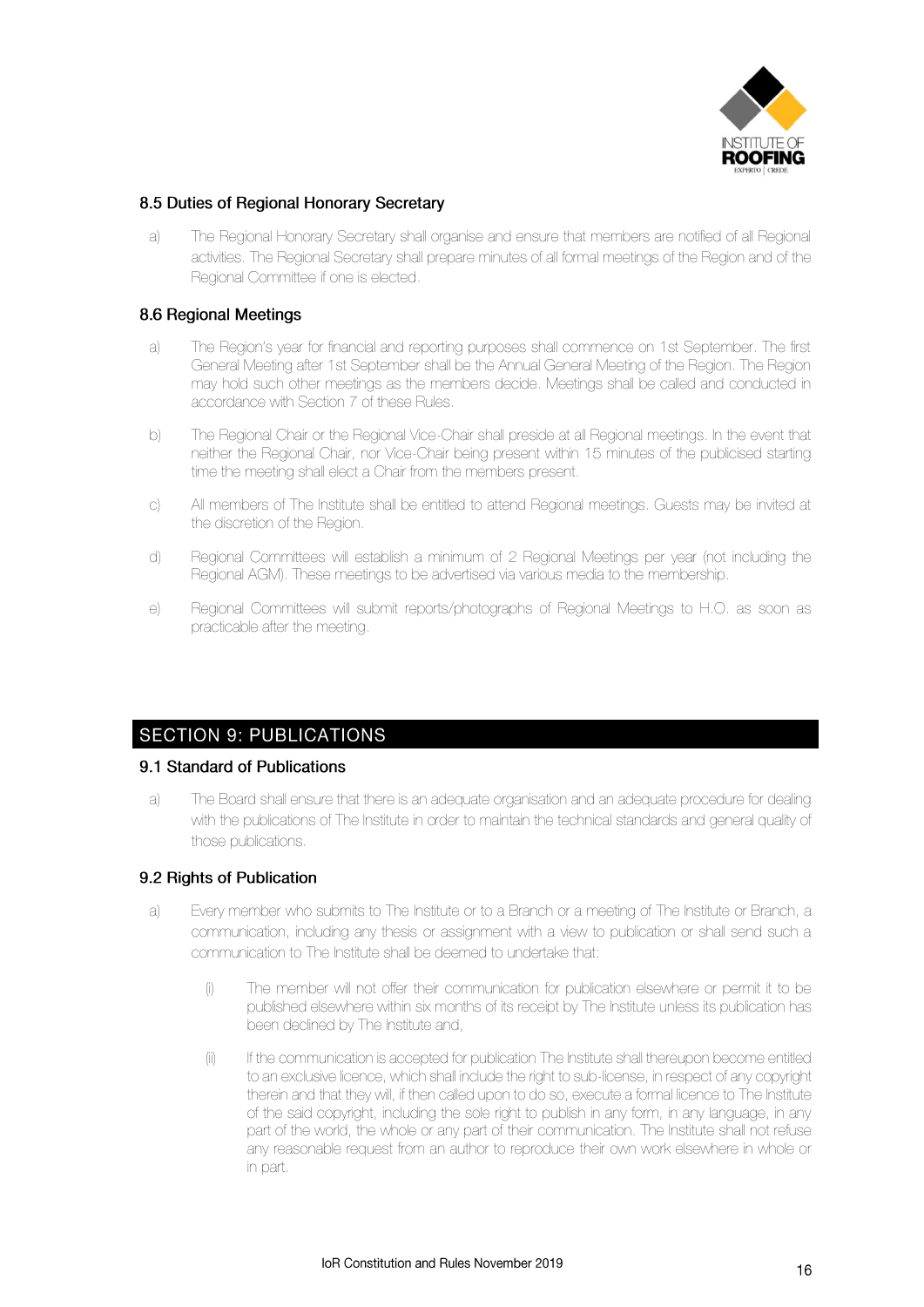### 8.5 Duties of Regional Honorary Secretary

a) The Regional Honorary Secretary shall organise and ensure that members are notified of all Regional activities. The Regional Secretary shall prepare minutes of all formal meetings of the Region and of the Regional Committee if one is elected.

### 8.6 Regional Meetings

a) The Region's year for financial and reporting purposes shall commence on 1st September. The first General Meeting after 1st September shall be the Annual General Meeting of the Region. The Region may hold such other meetings as the members decide. Meetings shall be called and conducted in accordance with Section 7 of these Rules.

b) The Regional Chair or the Regional Vice-Chair shall preside at all Regional meetings. In the event that neither the Regional Chair, nor Vice-Chair being present within 15 minutes of the publicised starting time the meeting shall elect a Chair from the members present.

c) All members of The Institute shall be entitled to attend Regional meetings. Guests may be invited at the discretion of the Region.

d) Regional Committees will establish a minimum of 2 Regional Meetings per year (not including the Regional AGM). These meetings to be advertised via various media to the membership.

e) Regional Committees will submit reports/photographs of Regional Meetings to H.O. as soon as practicable after the meeting.

## SECTION 9: PUBLICATIONS

### 9.1 Standard of Publications

a) The Board shall ensure that there is an adequate organisation and an adequate procedure for dealing with the publications of The Institute in order to maintain the technical standards and general quality of those publications.

### 9.2 Rights of Publication

a) Every member who submits to The Institute or to a Branch or a meeting of The Institute or Branch, a communication, including any thesis or assignment with a view to publication or shall send such a communication to The Institute shall be deemed to undertake that:

(i) The member will not offer their communication for publication elsewhere or permit it to be published elsewhere within six months of its receipt by The Institute unless its publication has been declined by The Institute and,

(ii) If the communication is accepted for publication The Institute shall thereupon become entitled to an exclusive licence, which shall include the right to sub-license, in respect of any copyright therein and that they will, if then called upon to do so, execute a formal licence to The Institute of the said copyright, including the sole right to publish in any form, in any language, in any part of the world, the whole or any part of their communication. The Institute shall not refuse any reasonable request from an author to reproduce their own work elsewhere in whole or in part.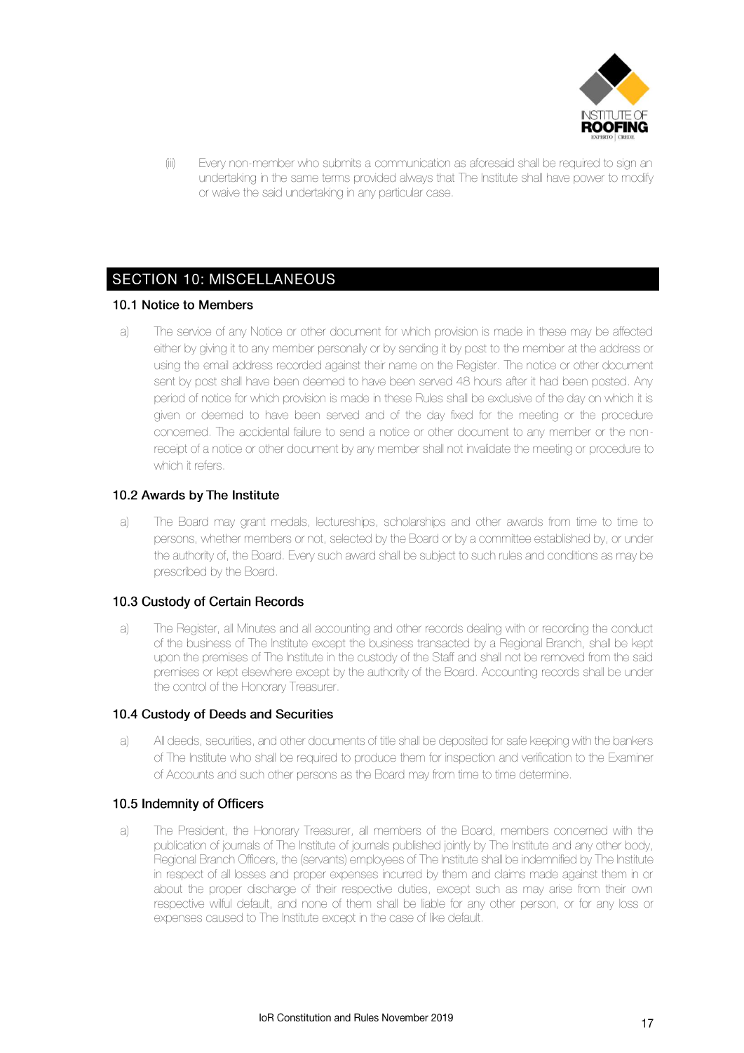(iii) Every non-member who submits a communication as aforesaid shall be required to sign an undertaking in the same terms provided always that The Institute shall have power to modify or waive the said undertaking in any particular case.

## SECTION 10: MISCELLANEOUS

### 10.1 Notice to Members

a) The service of any Notice or other document for which provision is made in these may be affected either by giving it to any member personally or by sending it by post to the member at the address or using the email address recorded against their name on the Register. The notice or other document sent by post shall have been deemed to have been served 48 hours after it had been posted. Any period of notice for which provision is made in these Rules shall be exclusive of the day on which it is given or deemed to have been served and of the day fixed for the meeting or the procedure concerned. The accidental failure to send a notice or other document to any member or the non-receipt of a notice or other document by any member shall not invalidate the meeting or procedure to which it refers.

### 10.2 Awards by The Institute

a) The Board may grant medals, lectureships, scholarships and other awards from time to time to persons, whether members or not, selected by the Board or by a committee established by, or under the authority of, the Board. Every such award shall be subject to such rules and conditions as may be prescribed by the Board.

### 10.3 Custody of Certain Records

a) The Register, all Minutes and all accounting and other records dealing with or recording the conduct of the business of The Institute except the business transacted by a Regional Branch, shall be kept upon the premises of The Institute in the custody of the Staff and shall not be removed from the said premises or kept elsewhere except by the authority of the Board. Accounting records shall be under the control of the Honorary Treasurer.

### 10.4 Custody of Deeds and Securities

a) All deeds, securities, and other documents of title shall be deposited for safe keeping with the bankers of The Institute who shall be required to produce them for inspection and verification to the Examiner of Accounts and such other persons as the Board may from time to time determine.

### 10.5 Indemnity of Officers

a) The President, the Honorary Treasurer, all members of the Board, members concerned with the publication of journals of The Institute of journals published jointly by The Institute and any other body, Regional Branch Officers, the (servants) employees of The Institute shall be indemnified by The Institute in respect of all losses and proper expenses incurred by them and claims made against them in or about the proper discharge of their respective duties, except such as may arise from their own respective wilful default, and none of them shall be liable for any other person, or for any loss or expenses caused to The Institute except in the case of like default.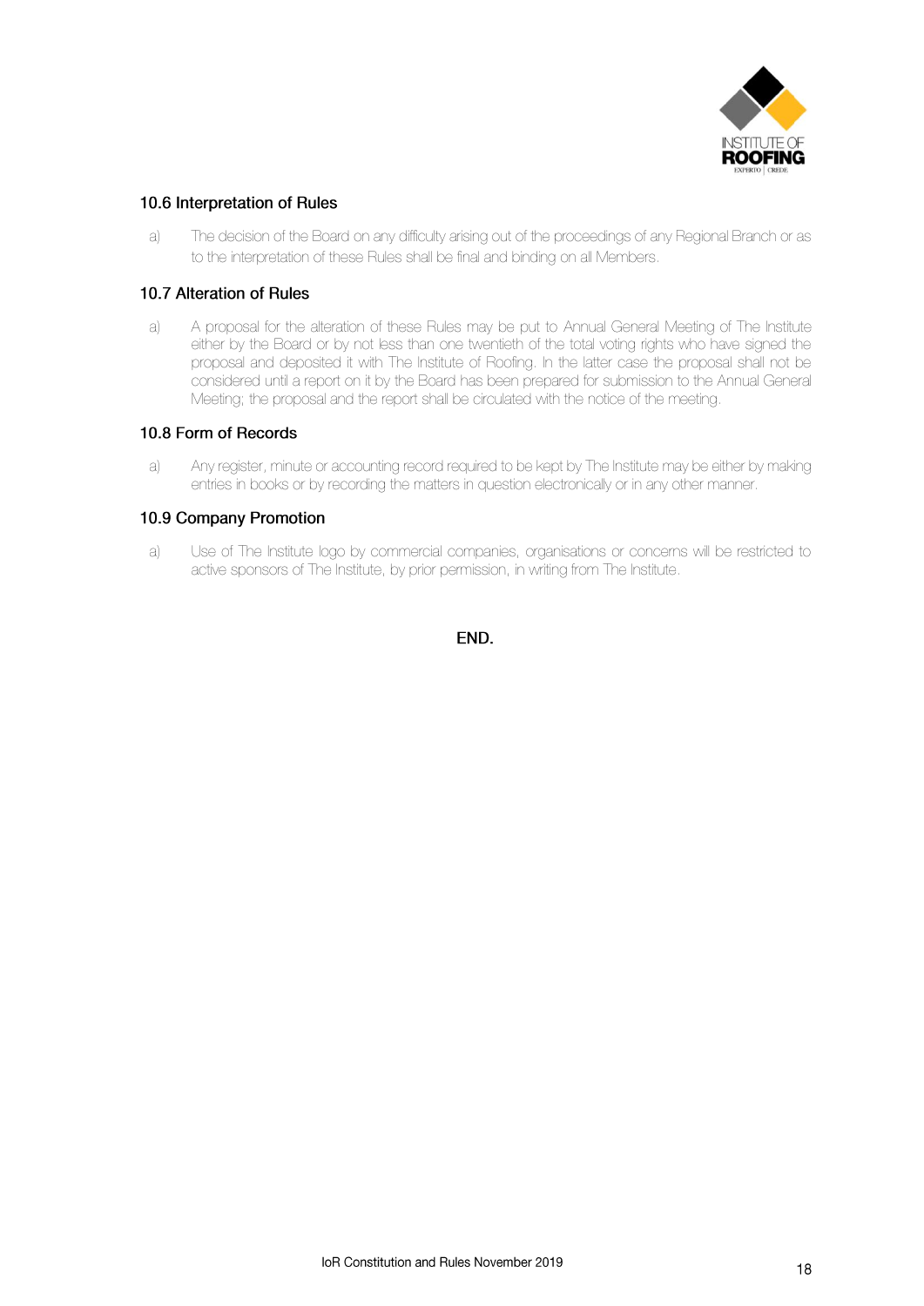### 10.6 Interpretation of Rules

a) The decision of the Board on any difficulty arising out of the proceedings of any Regional Branch or as to the interpretation of these Rules shall be final and binding on all Members.

### 10.7 Alteration of Rules

a) A proposal for the alteration of these Rules may be put to Annual General Meeting of The Institute either by the Board or by not less than one twentieth of the total voting rights who have signed the proposal and deposited it with The Institute of Roofing. In the latter case the proposal shall not be considered until a report on it by the Board has been prepared for submission to the Annual General Meeting; the proposal and the report shall be circulated with the notice of the meeting.

### 10.8 Form of Records

a) Any register, minute or accounting record required to be kept by The Institute may be either by making entries in books or by recording the matters in question electronically or in any other manner.

### 10.9 Company Promotion

a) Use of The Institute logo by commercial companies, organisations or concerns will be restricted to active sponsors of The Institute, by prior permission, in writing from The Institute.

END.